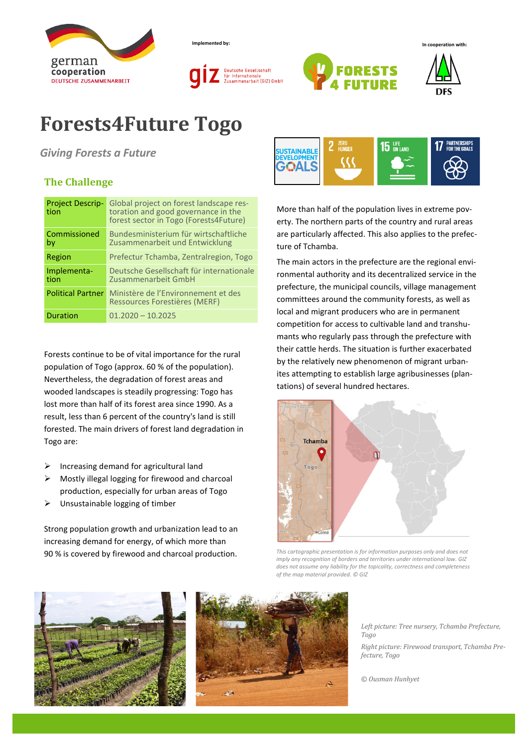Implemented by:

In cooperation with:

# Forests4Future Togo

*Giving Forests a Future*

## The Challenge

| Project Description | Global project on forest landscape restoration and good governance in the forest sector in Togo (Forests4Future) |
|---|---|
| Commissioned by | Bundesministerium für wirtschaftliche Zusammenarbeit und Entwicklung |
| Region | Prefectur Tchamba, Zentralregion, Togo |
| Implementation | Deutsche Gesellschaft für internationale Zusammenarbeit GmbH |
| Political Partner | Ministère de l'Environnement et des Ressources Forestières (MERF) |
| Duration | 01.2020 – 10.2025 |

Forests continue to be of vital importance for the rural population of Togo (approx. 60 % of the population). Nevertheless, the degradation of forest areas and wooded landscapes is steadily progressing: Togo has lost more than half of its forest area since 1990. As a result, less than 6 percent of the country's land is still forested. The main drivers of forest land degradation in Togo are:

- Increasing demand for agricultural land
- Mostly illegal logging for firewood and charcoal production, especially for urban areas of Togo
- Unsustainable logging of timber

Strong population growth and urbanization lead to an increasing demand for energy, of which more than 90 % is covered by firewood and charcoal production.

More than half of the population lives in extreme poverty. The northern parts of the country and rural areas are particularly affected. This also applies to the prefecture of Tchamba.

The main actors in the prefecture are the regional environmental authority and its decentralized service in the prefecture, the municipal councils, village management committees around the community forests, as well as local and migrant producers who are in permanent competition for access to cultivable land and transhumants who regularly pass through the prefecture with their cattle herds. The situation is further exacerbated by the relatively new phenomenon of migrant urbanites attempting to establish large agribusinesses (plantations) of several hundred hectares.

*This cartographic presentation is for information purposes only and does not imply any recognition of borders and territories under international law. GIZ does not assume any liability for the topicality, correctness and completeness of the map material provided. © GIZ*

*Left picture: Tree nursery, Tchamba Prefecture, Togo*

*Right picture: Firewood transport, Tchamba Prefecture, Togo*

*© Ousman Hunhyet*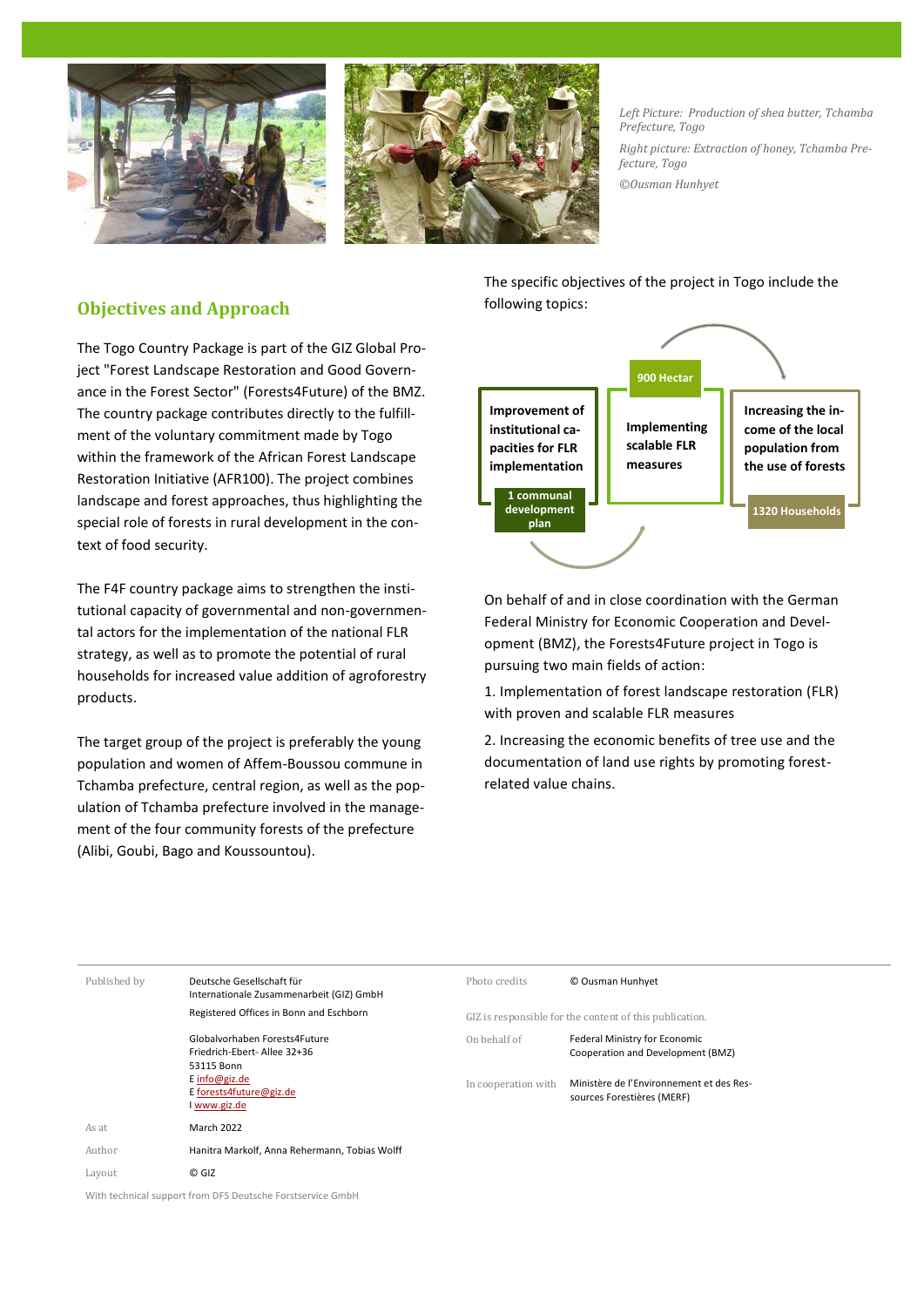*Left Picture: Production of shea butter, Tchamba Prefecture, Togo*

*Right picture: Extraction of honey, Tchamba Prefecture, Togo*

*©Ousman Hunhyet*

## Objectives and Approach

The Togo Country Package is part of the GIZ Global Project "Forest Landscape Restoration and Good Governance in the Forest Sector" (Forests4Future) of the BMZ. The country package contributes directly to the fulfillment of the voluntary commitment made by Togo within the framework of the African Forest Landscape Restoration Initiative (AFR100). The project combines landscape and forest approaches, thus highlighting the special role of forests in rural development in the context of food security.

The F4F country package aims to strengthen the institutional capacity of governmental and non-governmental actors for the implementation of the national FLR strategy, as well as to promote the potential of rural households for increased value addition of agroforestry products.

The target group of the project is preferably the young population and women of Affem-Boussou commune in Tchamba prefecture, central region, as well as the population of Tchamba prefecture involved in the management of the four community forests of the prefecture (Alibi, Goubi, Bago and Koussountou).

The specific objectives of the project in Togo include the following topics:

**Improvement of institutional capacities for FLR implementation**

**1 communal development plan**

**900 Hectar**

**Implementing scalable FLR measures**

**Increasing the income of the local population from the use of forests**

**1320 Households**

On behalf of and in close coordination with the German Federal Ministry for Economic Cooperation and Development (BMZ), the Forests4Future project in Togo is pursuing two main fields of action:

1. Implementation of forest landscape restoration (FLR) with proven and scalable FLR measures

2. Increasing the economic benefits of tree use and the documentation of land use rights by promoting forest-related value chains.

| | | | |
|---|---|---|---|
| Published by | Deutsche Gesellschaft für Internationale Zusammenarbeit (GIZ) GmbH<br>Registered Offices in Bonn and Eschborn<br><br>Globalvorhaben Forests4Future<br>Friedrich-Ebert- Allee 32+36<br>53115 Bonn<br>E info@giz.de<br>E forests4future@giz.de<br>I www.giz.de | Photo credits | © Ousman Hunhyet |
| | | GIZ is responsible for the content of this publication. | |
| | | On behalf of | Federal Ministry for Economic Cooperation and Development (BMZ) |
| | | In cooperation with | Ministère de l'Environnement et des Ressources Forestières (MERF) |
| As at | March 2022 | | |
| Author | Hanitra Markolf, Anna Rehermann, Tobias Wolff | | |
| Layout | © GIZ | | |

With technical support from DFS Deutsche Forstservice GmbH